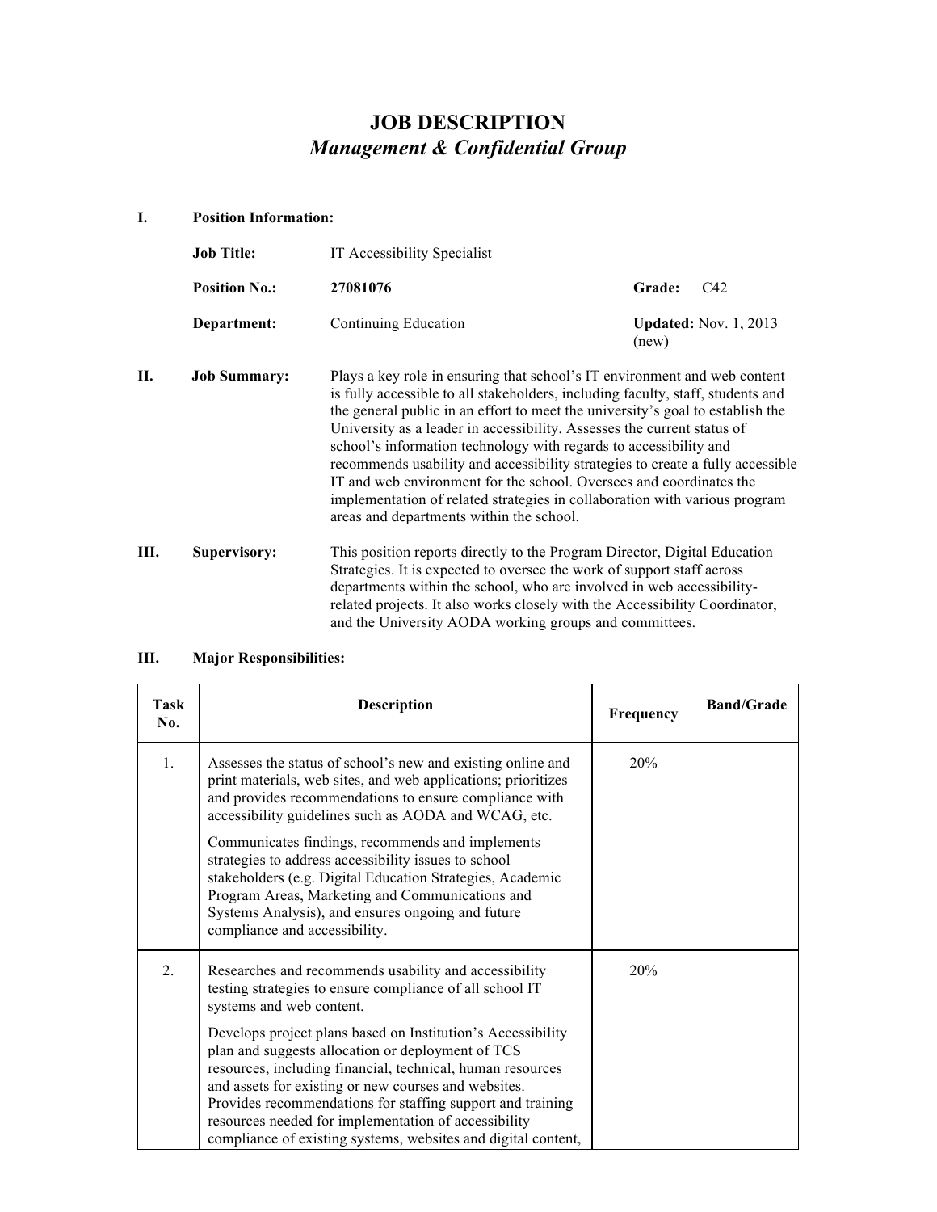# JOB DESCRIPTION

## *Management & Confidential Group*

**I. Position Information:**

**Job Title:** IT Accessibility Specialist

**Position No.:** **27081076** **Grade:** C42

**Department:** Continuing Education **Updated:** Nov. 1, 2013 (new)

**II. Job Summary:** Plays a key role in ensuring that school's IT environment and web content is fully accessible to all stakeholders, including faculty, staff, students and the general public in an effort to meet the university's goal to establish the University as a leader in accessibility. Assesses the current status of school's information technology with regards to accessibility and recommends usability and accessibility strategies to create a fully accessible IT and web environment for the school. Oversees and coordinates the implementation of related strategies in collaboration with various program areas and departments within the school.

**III. Supervisory:** This position reports directly to the Program Director, Digital Education Strategies. It is expected to oversee the work of support staff across departments within the school, who are involved in web accessibility-related projects. It also works closely with the Accessibility Coordinator, and the University AODA working groups and committees.

**III. Major Responsibilities:**

| Task No. | Description | Frequency | Band/Grade |
|---|---|---|---|
| 1. | Assesses the status of school's new and existing online and print materials, web sites, and web applications; prioritizes and provides recommendations to ensure compliance with accessibility guidelines such as AODA and WCAG, etc.<br><br>Communicates findings, recommends and implements strategies to address accessibility issues to school stakeholders (e.g. Digital Education Strategies, Academic Program Areas, Marketing and Communications and Systems Analysis), and ensures ongoing and future compliance and accessibility. | 20% | |
| 2. | Researches and recommends usability and accessibility testing strategies to ensure compliance of all school IT systems and web content.<br><br>Develops project plans based on Institution's Accessibility plan and suggests allocation or deployment of TCS resources, including financial, technical, human resources and assets for existing or new courses and websites. Provides recommendations for staffing support and training resources needed for implementation of accessibility compliance of existing systems, websites and digital content, | 20% | |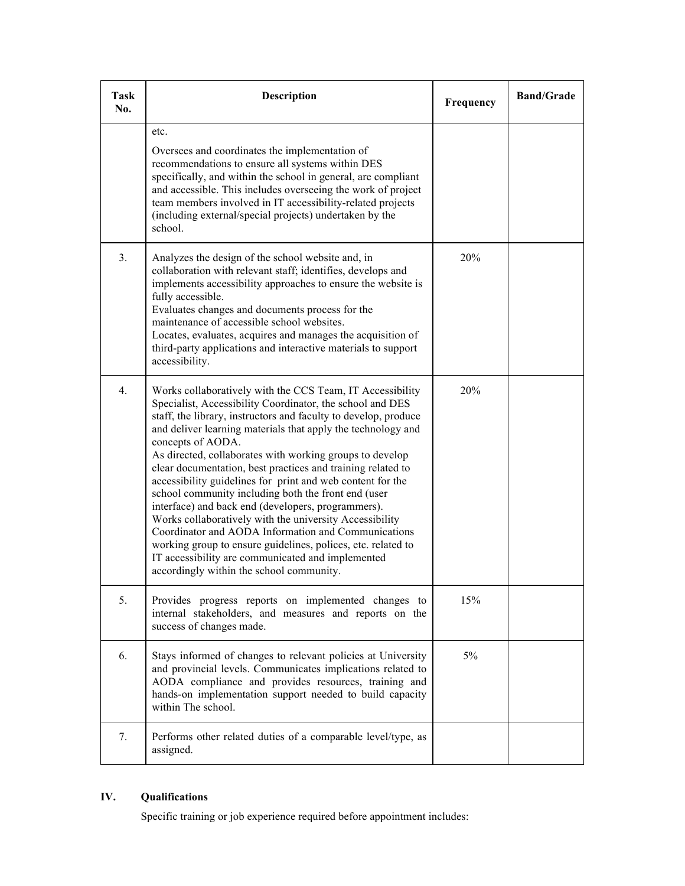| Task No. | Description | Frequency | Band/Grade |
|---|---|---|---|
| | etc.<br><br>Oversees and coordinates the implementation of recommendations to ensure all systems within DES specifically, and within the school in general, are compliant and accessible. This includes overseeing the work of project team members involved in IT accessibility-related projects (including external/special projects) undertaken by the school. | | |
| 3. | Analyzes the design of the school website and, in collaboration with relevant staff; identifies, develops and implements accessibility approaches to ensure the website is fully accessible.<br>Evaluates changes and documents process for the maintenance of accessible school websites.<br>Locates, evaluates, acquires and manages the acquisition of third-party applications and interactive materials to support accessibility. | 20% | |
| 4. | Works collaboratively with the CCS Team, IT Accessibility Specialist, Accessibility Coordinator, the school and DES staff, the library, instructors and faculty to develop, produce and deliver learning materials that apply the technology and concepts of AODA.<br>As directed, collaborates with working groups to develop clear documentation, best practices and training related to accessibility guidelines for print and web content for the school community including both the front end (user interface) and back end (developers, programmers).<br>Works collaboratively with the university Accessibility Coordinator and AODA Information and Communications working group to ensure guidelines, polices, etc. related to IT accessibility are communicated and implemented accordingly within the school community. | 20% | |
| 5. | Provides progress reports on implemented changes to internal stakeholders, and measures and reports on the success of changes made. | 15% | |
| 6. | Stays informed of changes to relevant policies at University and provincial levels. Communicates implications related to AODA compliance and provides resources, training and hands-on implementation support needed to build capacity within The school. | 5% | |
| 7. | Performs other related duties of a comparable level/type, as assigned. | | |

## IV. Qualifications

Specific training or job experience required before appointment includes: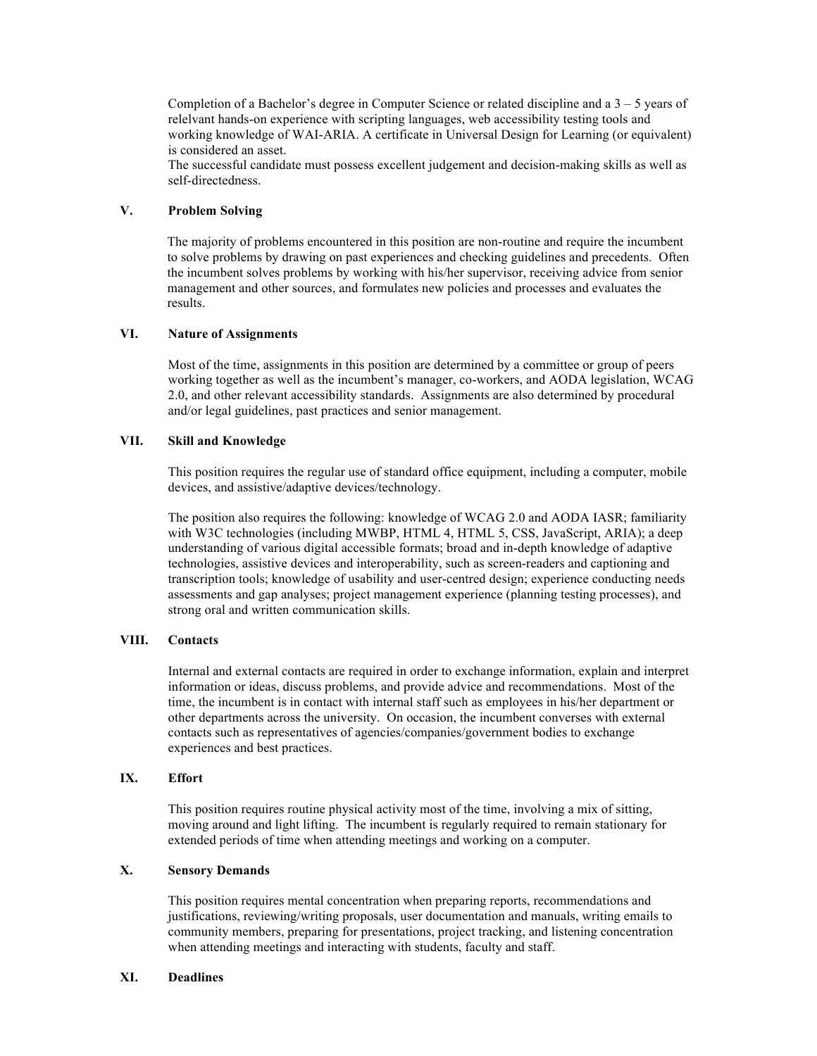Completion of a Bachelor's degree in Computer Science or related discipline and a 3 – 5 years of relelvant hands-on experience with scripting languages, web accessibility testing tools and working knowledge of WAI-ARIA. A certificate in Universal Design for Learning (or equivalent) is considered an asset.
The successful candidate must possess excellent judgement and decision-making skills as well as self-directedness.

## V. Problem Solving

The majority of problems encountered in this position are non-routine and require the incumbent to solve problems by drawing on past experiences and checking guidelines and precedents. Often the incumbent solves problems by working with his/her supervisor, receiving advice from senior management and other sources, and formulates new policies and processes and evaluates the results.

## VI. Nature of Assignments

Most of the time, assignments in this position are determined by a committee or group of peers working together as well as the incumbent's manager, co-workers, and AODA legislation, WCAG 2.0, and other relevant accessibility standards. Assignments are also determined by procedural and/or legal guidelines, past practices and senior management.

## VII. Skill and Knowledge

This position requires the regular use of standard office equipment, including a computer, mobile devices, and assistive/adaptive devices/technology.

The position also requires the following: knowledge of WCAG 2.0 and AODA IASR; familiarity with W3C technologies (including MWBP, HTML 4, HTML 5, CSS, JavaScript, ARIA); a deep understanding of various digital accessible formats; broad and in-depth knowledge of adaptive technologies, assistive devices and interoperability, such as screen-readers and captioning and transcription tools; knowledge of usability and user-centred design; experience conducting needs assessments and gap analyses; project management experience (planning testing processes), and strong oral and written communication skills.

## VIII. Contacts

Internal and external contacts are required in order to exchange information, explain and interpret information or ideas, discuss problems, and provide advice and recommendations. Most of the time, the incumbent is in contact with internal staff such as employees in his/her department or other departments across the university. On occasion, the incumbent converses with external contacts such as representatives of agencies/companies/government bodies to exchange experiences and best practices.

## IX. Effort

This position requires routine physical activity most of the time, involving a mix of sitting, moving around and light lifting. The incumbent is regularly required to remain stationary for extended periods of time when attending meetings and working on a computer.

## X. Sensory Demands

This position requires mental concentration when preparing reports, recommendations and justifications, reviewing/writing proposals, user documentation and manuals, writing emails to community members, preparing for presentations, project tracking, and listening concentration when attending meetings and interacting with students, faculty and staff.

## XI. Deadlines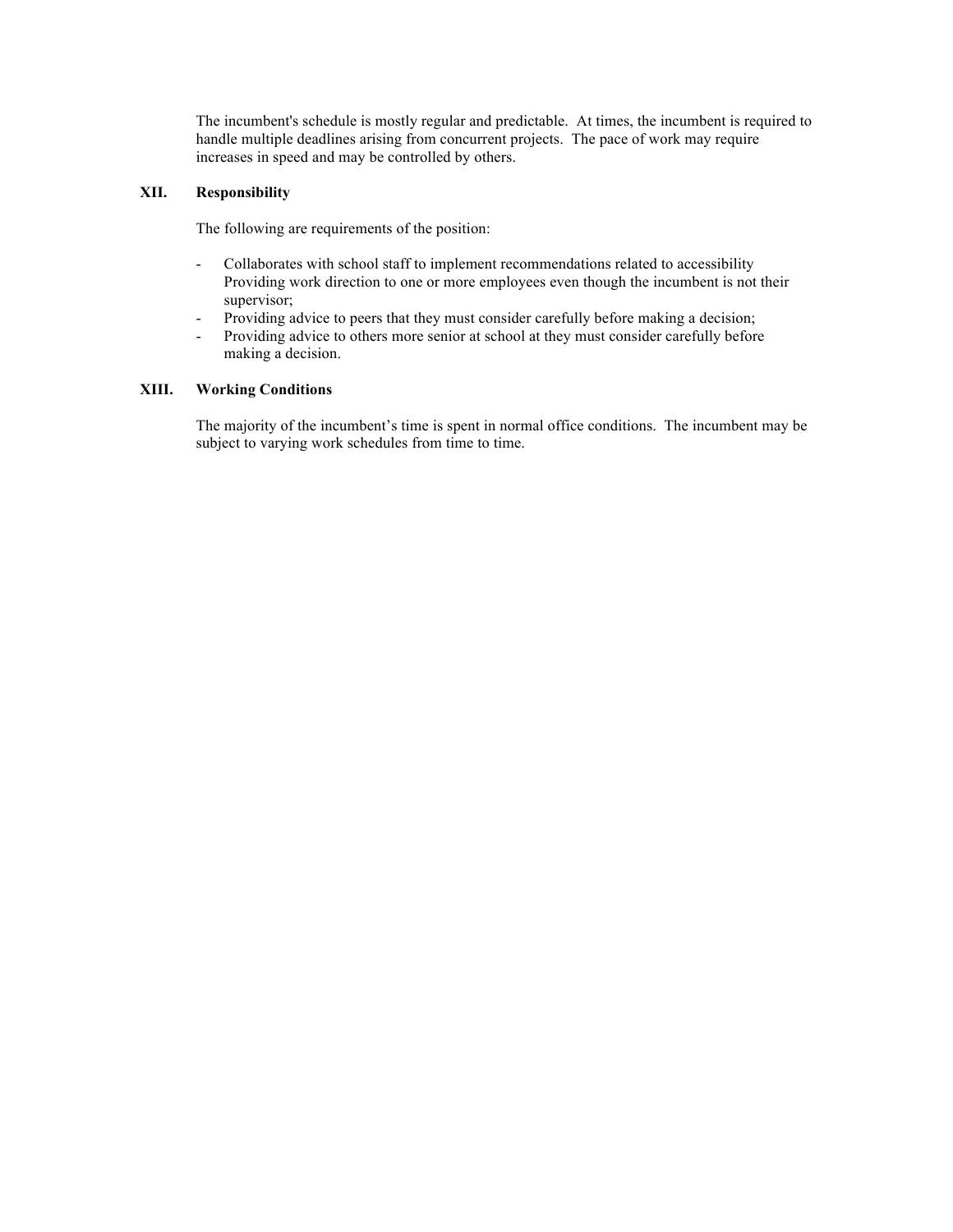The incumbent's schedule is mostly regular and predictable. At times, the incumbent is required to handle multiple deadlines arising from concurrent projects. The pace of work may require increases in speed and may be controlled by others.

## XII. Responsibility

The following are requirements of the position:

- Collaborates with school staff to implement recommendations related to accessibility Providing work direction to one or more employees even though the incumbent is not their supervisor;
- Providing advice to peers that they must consider carefully before making a decision;
- Providing advice to others more senior at school at they must consider carefully before making a decision.

## XIII. Working Conditions

The majority of the incumbent's time is spent in normal office conditions. The incumbent may be subject to varying work schedules from time to time.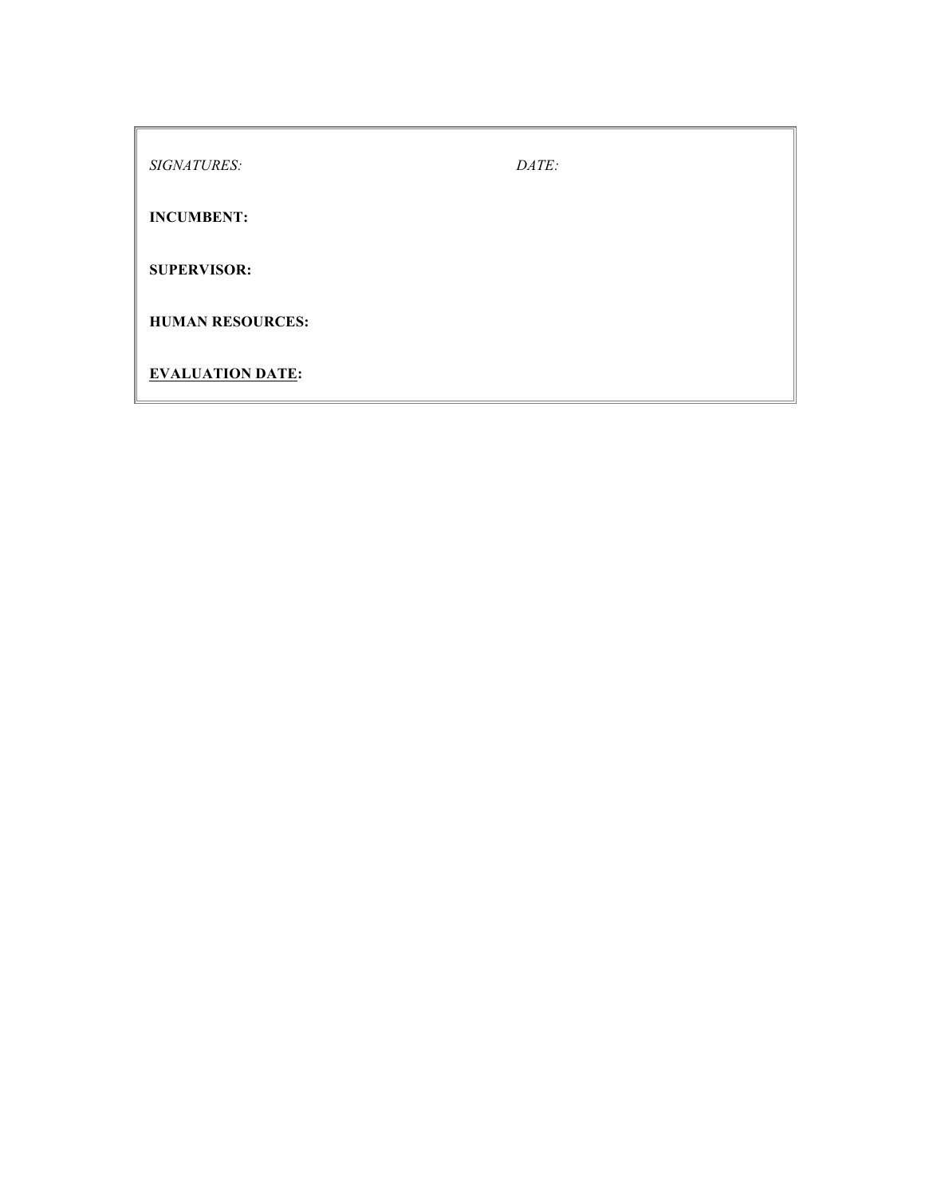| | |
|---|---|
| *SIGNATURES:* | *DATE:* |
| **INCUMBENT:** | |
| **SUPERVISOR:** | |
| **HUMAN RESOURCES:** | |
| <u>**EVALUATION DATE**</u>**:** | |